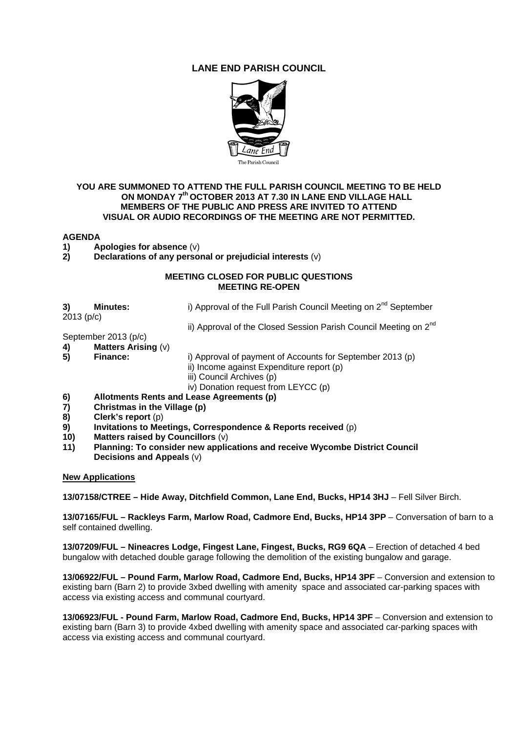# LANE END PARISH COUNCIL

The Parish Council

**YOU ARE SUMMONED TO ATTEND THE FULL PARISH COUNCIL MEETING TO BE HELD ON MONDAY 7th OCTOBER 2013 AT 7.30 IN LANE END VILLAGE HALL**
**MEMBERS OF THE PUBLIC AND PRESS ARE INVITED TO ATTEND**
**VISUAL OR AUDIO RECORDINGS OF THE MEETING ARE NOT PERMITTED.**

## AGENDA

1) **Apologies for absence** (v)
2) **Declarations of any personal or prejudicial interests** (v)

**MEETING CLOSED FOR PUBLIC QUESTIONS**
**MEETING RE-OPEN**

3) **Minutes:** i) Approval of the Full Parish Council Meeting on 2nd September 2013 (p/c)
   ii) Approval of the Closed Session Parish Council Meeting on 2nd September 2013 (p/c)
4) **Matters Arising** (v)
5) **Finance:** i) Approval of payment of Accounts for September 2013 (p)
   ii) Income against Expenditure report (p)
   iii) Council Archives (p)
   iv) Donation request from LEYCC (p)
6) **Allotments Rents and Lease Agreements (p)**
7) **Christmas in the Village (p)**
8) **Clerk's report** (p)
9) **Invitations to Meetings, Correspondence & Reports received** (p)
10) **Matters raised by Councillors** (v)
11) **Planning: To consider new applications and receive Wycombe District Council Decisions and Appeals** (v)

**New Applications**

**13/07158/CTREE – Hide Away, Ditchfield Common, Lane End, Bucks, HP14 3HJ** – Fell Silver Birch.

**13/07165/FUL – Rackleys Farm, Marlow Road, Cadmore End, Bucks, HP14 3PP** – Conversation of barn to a self contained dwelling.

**13/07209/FUL – Nineacres Lodge, Fingest Lane, Fingest, Bucks, RG9 6QA** – Erection of detached 4 bed bungalow with detached double garage following the demolition of the existing bungalow and garage.

**13/06922/FUL – Pound Farm, Marlow Road, Cadmore End, Bucks, HP14 3PF** – Conversion and extension to existing barn (Barn 2) to provide 3xbed dwelling with amenity space and associated car-parking spaces with access via existing access and communal courtyard.

**13/06923/FUL - Pound Farm, Marlow Road, Cadmore End, Bucks, HP14 3PF** – Conversion and extension to existing barn (Barn 3) to provide 4xbed dwelling with amenity space and associated car-parking spaces with access via existing access and communal courtyard.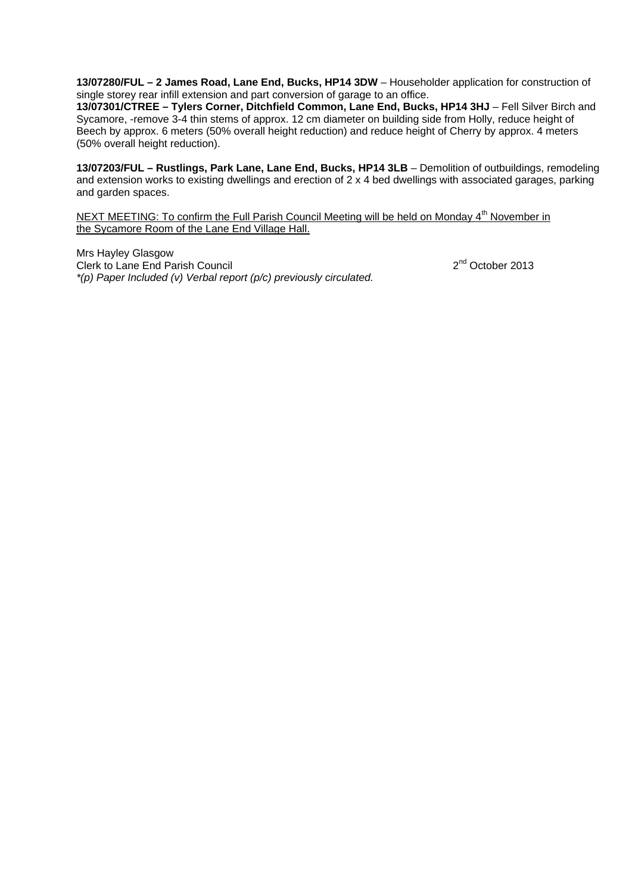**13/07280/FUL – 2 James Road, Lane End, Bucks, HP14 3DW** – Householder application for construction of single storey rear infill extension and part conversion of garage to an office.
**13/07301/CTREE – Tylers Corner, Ditchfield Common, Lane End, Bucks, HP14 3HJ** – Fell Silver Birch and Sycamore, -remove 3-4 thin stems of approx. 12 cm diameter on building side from Holly, reduce height of Beech by approx. 6 meters (50% overall height reduction) and reduce height of Cherry by approx. 4 meters (50% overall height reduction).

**13/07203/FUL – Rustlings, Park Lane, Lane End, Bucks, HP14 3LB** – Demolition of outbuildings, remodeling and extension works to existing dwellings and erection of 2 x 4 bed dwellings with associated garages, parking and garden spaces.

<u>NEXT MEETING: To confirm the Full Parish Council Meeting will be held on Monday 4th November in the Sycamore Room of the Lane End Village Hall.</u>

Mrs Hayley Glasgow
Clerk to Lane End Parish Council 2nd October 2013
*\*(p) Paper Included (v) Verbal report (p/c) previously circulated.*